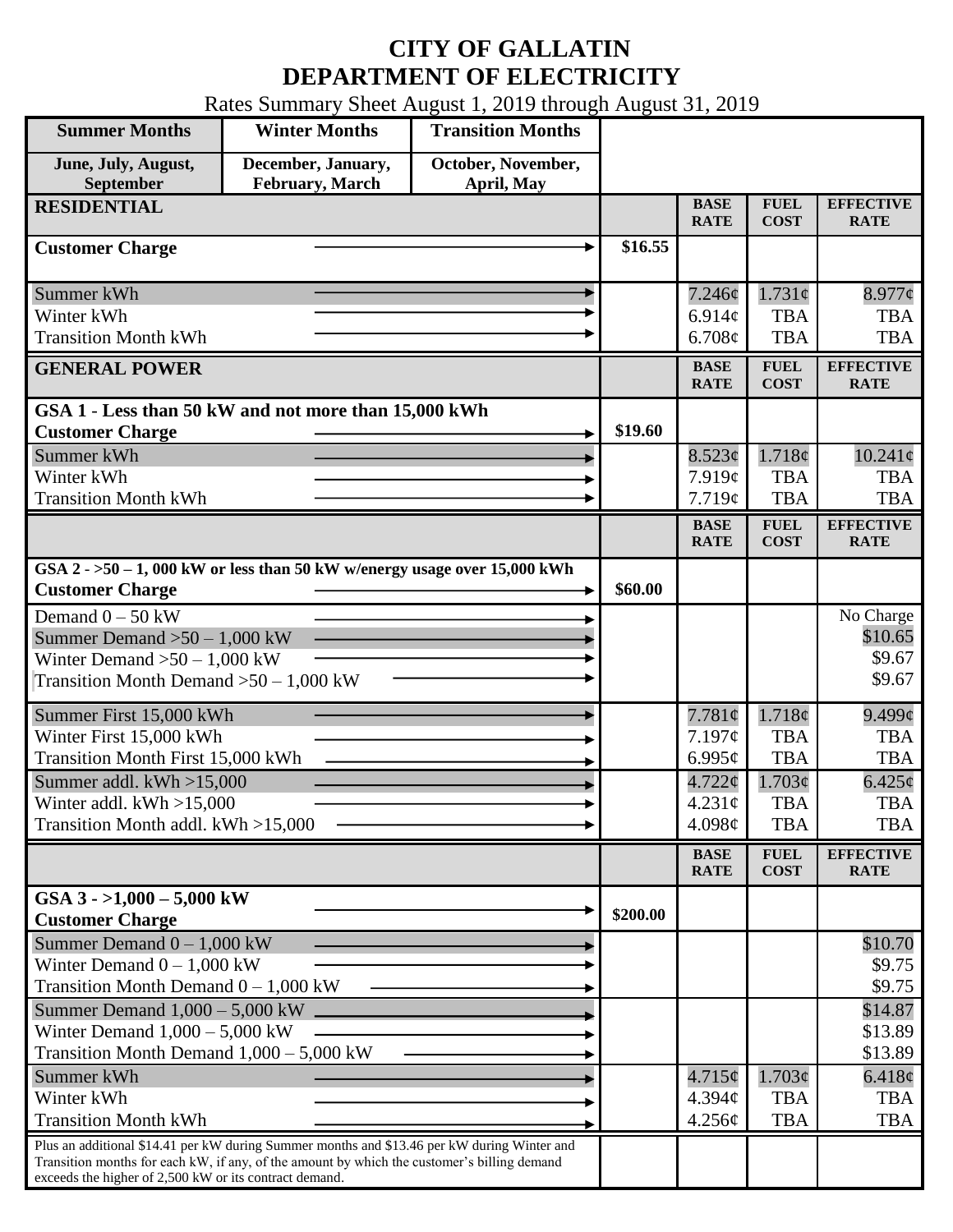# CITY OF GALLATIN
# DEPARTMENT OF ELECTRICITY

Rates Summary Sheet August 1, 2019 through August 31, 2019

| Summer Months | Winter Months | Transition Months |
|---|---|---|
| June, July, August, September | December, January, February, March | October, November, April, May |

| RESIDENTIAL | | BASE RATE | FUEL COST | EFFECTIVE RATE |
|---|---|---|---|---|
| Customer Charge | $16.55 | | | |
| Summer kWh | | 7.246¢ | 1.731¢ | 8.977¢ |
| Winter kWh | | 6.914¢ | TBA | TBA |
| Transition Month kWh | | 6.708¢ | TBA | TBA |

| GENERAL POWER | | BASE RATE | FUEL COST | EFFECTIVE RATE |
|---|---|---|---|---|
| **GSA 1 - Less than 50 kW and not more than 15,000 kWh** | | | | |
| Customer Charge | $19.60 | | | |
| Summer kWh | | 8.523¢ | 1.718¢ | 10.241¢ |
| Winter kWh | | 7.919¢ | TBA | TBA |
| Transition Month kWh | | 7.719¢ | TBA | TBA |

| | | BASE RATE | FUEL COST | EFFECTIVE RATE |
|---|---|---|---|---|
| **GSA 2 - >50 – 1, 000 kW or less than 50 kW w/energy usage over 15,000 kWh** | | | | |
| Customer Charge | $60.00 | | | |
| Demand 0 – 50 kW | | | | No Charge |
| Summer Demand >50 – 1,000 kW | | | | $10.65 |
| Winter Demand >50 – 1,000 kW | | | | $9.67 |
| Transition Month Demand >50 – 1,000 kW | | | | $9.67 |
| Summer First 15,000 kWh | | 7.781¢ | 1.718¢ | 9.499¢ |
| Winter First 15,000 kWh | | 7.197¢ | TBA | TBA |
| Transition Month First 15,000 kWh | | 6.995¢ | TBA | TBA |
| Summer addl. kWh >15,000 | | 4.722¢ | 1.703¢ | 6.425¢ |
| Winter addl. kWh >15,000 | | 4.231¢ | TBA | TBA |
| Transition Month addl. kWh >15,000 | | 4.098¢ | TBA | TBA |

| | | BASE RATE | FUEL COST | EFFECTIVE RATE |
|---|---|---|---|---|
| **GSA 3 - >1,000 – 5,000 kW** | | | | |
| Customer Charge | $200.00 | | | |
| Summer Demand 0 – 1,000 kW | | | | $10.70 |
| Winter Demand 0 – 1,000 kW | | | | $9.75 |
| Transition Month Demand 0 – 1,000 kW | | | | $9.75 |
| Summer Demand 1,000 – 5,000 kW | | | | $14.87 |
| Winter Demand 1,000 – 5,000 kW | | | | $13.89 |
| Transition Month Demand 1,000 – 5,000 kW | | | | $13.89 |
| Summer kWh | | 4.715¢ | 1.703¢ | 6.418¢ |
| Winter kWh | | 4.394¢ | TBA | TBA |
| Transition Month kWh | | 4.256¢ | TBA | TBA |
| Plus an additional $14.41 per kW during Summer months and $13.46 per kW during Winter and Transition months for each kW, if any, of the amount by which the customer's billing demand exceeds the higher of 2,500 kW or its contract demand. | | | | |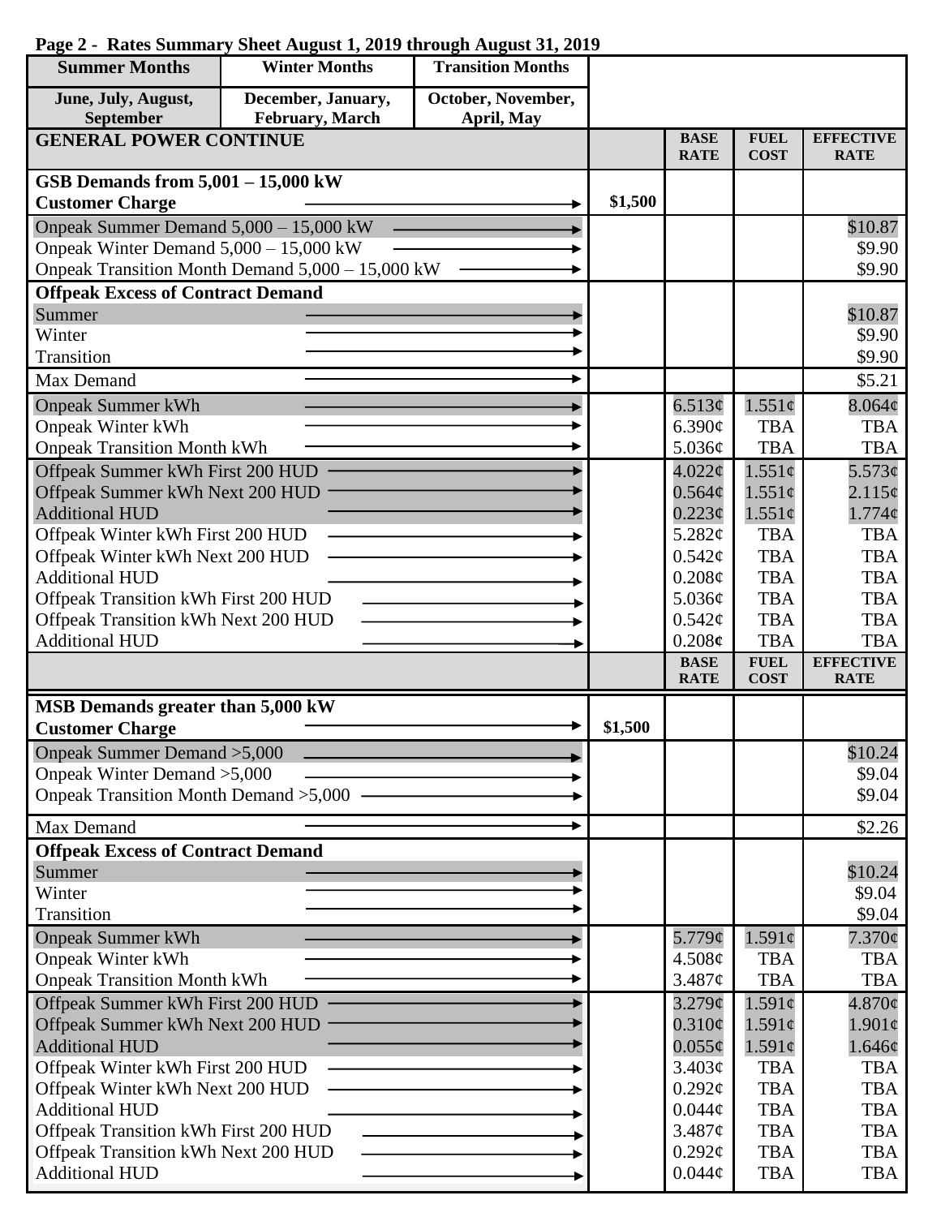**Page 2 - Rates Summary Sheet August 1, 2019 through August 31, 2019**

| Summer Months | Winter Months | Transition Months |
|---|---|---|
| June, July, August, September | December, January, February, March | October, November, April, May |

| GENERAL POWER CONTINUE | | BASE RATE | FUEL COST | EFFECTIVE RATE |
|---|---|---|---|---|
| **GSB Demands from 5,001 – 15,000 kW** | | | | |
| **Customer Charge** | $1,500 | | | |
| Onpeak Summer Demand 5,000 – 15,000 kW | | | | $10.87 |
| Onpeak Winter Demand 5,000 – 15,000 kW | | | | $9.90 |
| Onpeak Transition Month Demand 5,000 – 15,000 kW | | | | $9.90 |
| **Offpeak Excess of Contract Demand** | | | | |
| Summer | | | | $10.87 |
| Winter | | | | $9.90 |
| Transition | | | | $9.90 |
| Max Demand | | | | $5.21 |
| Onpeak Summer kWh | | 6.513¢ | 1.551¢ | 8.064¢ |
| Onpeak Winter kWh | | 6.390¢ | TBA | TBA |
| Onpeak Transition Month kWh | | 5.036¢ | TBA | TBA |
| Offpeak Summer kWh First 200 HUD | | 4.022¢ | 1.551¢ | 5.573¢ |
| Offpeak Summer kWh Next 200 HUD | | 0.564¢ | 1.551¢ | 2.115¢ |
| Additional HUD | | 0.223¢ | 1.551¢ | 1.774¢ |
| Offpeak Winter kWh First 200 HUD | | 5.282¢ | TBA | TBA |
| Offpeak Winter kWh Next 200 HUD | | 0.542¢ | TBA | TBA |
| Additional HUD | | 0.208¢ | TBA | TBA |
| Offpeak Transition kWh First 200 HUD | | 5.036¢ | TBA | TBA |
| Offpeak Transition kWh Next 200 HUD | | 0.542¢ | TBA | TBA |
| Additional HUD | | 0.208¢ | TBA | TBA |

| | | BASE RATE | FUEL COST | EFFECTIVE RATE |
|---|---|---|---|---|
| **MSB Demands greater than 5,000 kW** | | | | |
| **Customer Charge** | $1,500 | | | |
| Onpeak Summer Demand >5,000 | | | | $10.24 |
| Onpeak Winter Demand >5,000 | | | | $9.04 |
| Onpeak Transition Month Demand >5,000 | | | | $9.04 |
| Max Demand | | | | $2.26 |
| **Offpeak Excess of Contract Demand** | | | | |
| Summer | | | | $10.24 |
| Winter | | | | $9.04 |
| Transition | | | | $9.04 |
| Onpeak Summer kWh | | 5.779¢ | 1.591¢ | 7.370¢ |
| Onpeak Winter kWh | | 4.508¢ | TBA | TBA |
| Onpeak Transition Month kWh | | 3.487¢ | TBA | TBA |
| Offpeak Summer kWh First 200 HUD | | 3.279¢ | 1.591¢ | 4.870¢ |
| Offpeak Summer kWh Next 200 HUD | | 0.310¢ | 1.591¢ | 1.901¢ |
| Additional HUD | | 0.055¢ | 1.591¢ | 1.646¢ |
| Offpeak Winter kWh First 200 HUD | | 3.403¢ | TBA | TBA |
| Offpeak Winter kWh Next 200 HUD | | 0.292¢ | TBA | TBA |
| Additional HUD | | 0.044¢ | TBA | TBA |
| Offpeak Transition kWh First 200 HUD | | 3.487¢ | TBA | TBA |
| Offpeak Transition kWh Next 200 HUD | | 0.292¢ | TBA | TBA |
| Additional HUD | | 0.044¢ | TBA | TBA |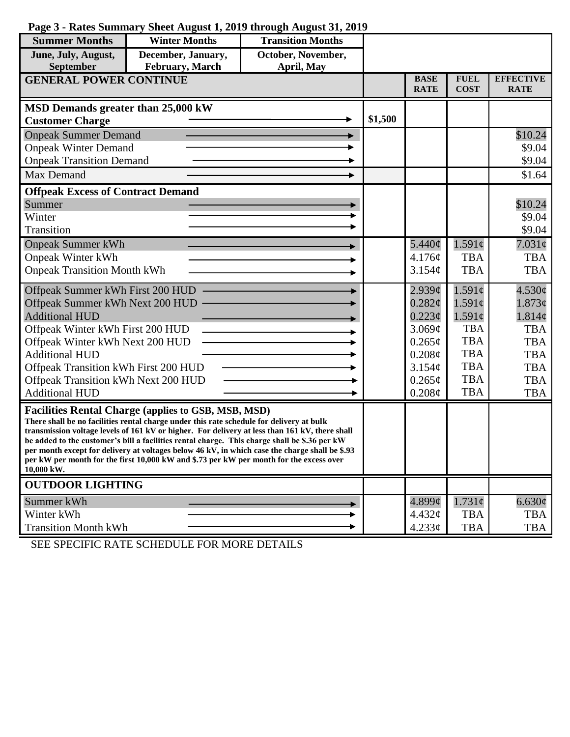**Page 3 - Rates Summary Sheet August 1, 2019 through August 31, 2019**

| Summer Months | Winter Months | Transition Months |
|---|---|---|
| June, July, August, September | December, January, February, March | October, November, April, May |

| GENERAL POWER CONTINUE | | BASE RATE | FUEL COST | EFFECTIVE RATE |
|---|---|---|---|---|
| **MSD Demands greater than 25,000 kW** | | | | |
| **Customer Charge** | $1,500 | | | |
| Onpeak Summer Demand | | | | $10.24 |
| Onpeak Winter Demand | | | | $9.04 |
| Onpeak Transition Demand | | | | $9.04 |
| Max Demand | | | | $1.64 |
| **Offpeak Excess of Contract Demand** | | | | |
| Summer | | | | $10.24 |
| Winter | | | | $9.04 |
| Transition | | | | $9.04 |
| Onpeak Summer kWh | | 5.440¢ | 1.591¢ | 7.031¢ |
| Onpeak Winter kWh | | 4.176¢ | TBA | TBA |
| Onpeak Transition Month kWh | | 3.154¢ | TBA | TBA |
| Offpeak Summer kWh First 200 HUD | | 2.939¢ | 1.591¢ | 4.530¢ |
| Offpeak Summer kWh Next 200 HUD | | 0.282¢ | 1.591¢ | 1.873¢ |
| Additional HUD | | 0.223¢ | 1.591¢ | 1.814¢ |
| Offpeak Winter kWh First 200 HUD | | 3.069¢ | TBA | TBA |
| Offpeak Winter kWh Next 200 HUD | | 0.265¢ | TBA | TBA |
| Additional HUD | | 0.208¢ | TBA | TBA |
| Offpeak Transition kWh First 200 HUD | | 3.154¢ | TBA | TBA |
| Offpeak Transition kWh Next 200 HUD | | 0.265¢ | TBA | TBA |
| Additional HUD | | 0.208¢ | TBA | TBA |
| **Facilities Rental Charge (applies to GSB, MSB, MSD)** There shall be no facilities rental charge under this rate schedule for delivery at bulk transmission voltage levels of 161 kV or higher. For delivery at less than 161 kV, there shall be added to the customer's bill a facilities rental charge. This charge shall be $.36 per kW per month except for delivery at voltages below 46 kV, in which case the charge shall be $.93 per kW per month for the first 10,000 kW and $.73 per kW per month for the excess over 10,000 kW. | | | | |
| **OUTDOOR LIGHTING** | | | | |
| Summer kWh | | 4.899¢ | 1.731¢ | 6.630¢ |
| Winter kWh | | 4.432¢ | TBA | TBA |
| Transition Month kWh | | 4.233¢ | TBA | TBA |

SEE SPECIFIC RATE SCHEDULE FOR MORE DETAILS